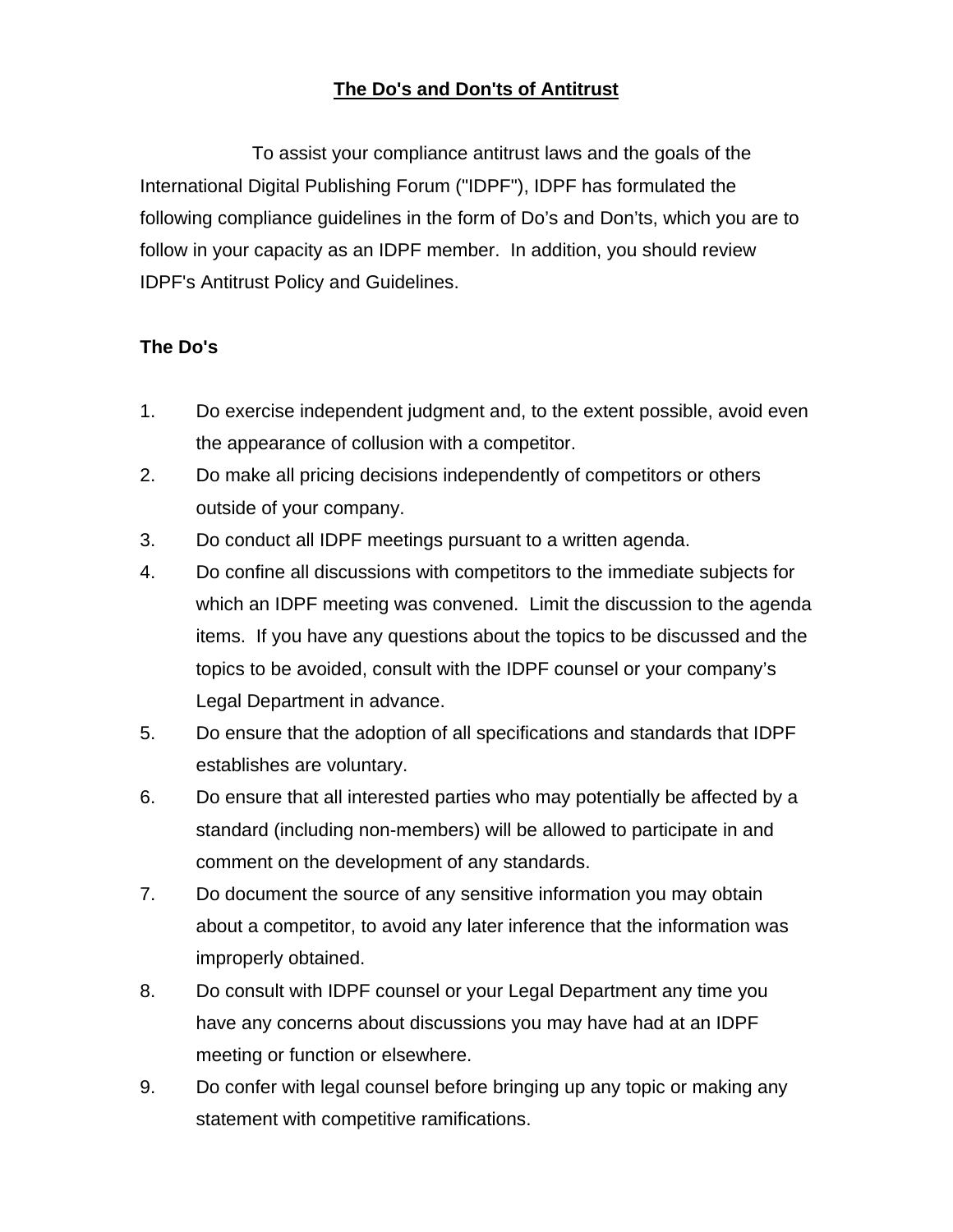# The Do's and Don'ts of Antitrust

To assist your compliance antitrust laws and the goals of the International Digital Publishing Forum ("IDPF"), IDPF has formulated the following compliance guidelines in the form of Do's and Don'ts, which you are to follow in your capacity as an IDPF member. In addition, you should review IDPF's Antitrust Policy and Guidelines.

**The Do's**

1. Do exercise independent judgment and, to the extent possible, avoid even the appearance of collusion with a competitor.
2. Do make all pricing decisions independently of competitors or others outside of your company.
3. Do conduct all IDPF meetings pursuant to a written agenda.
4. Do confine all discussions with competitors to the immediate subjects for which an IDPF meeting was convened. Limit the discussion to the agenda items. If you have any questions about the topics to be discussed and the topics to be avoided, consult with the IDPF counsel or your company's Legal Department in advance.
5. Do ensure that the adoption of all specifications and standards that IDPF establishes are voluntary.
6. Do ensure that all interested parties who may potentially be affected by a standard (including non-members) will be allowed to participate in and comment on the development of any standards.
7. Do document the source of any sensitive information you may obtain about a competitor, to avoid any later inference that the information was improperly obtained.
8. Do consult with IDPF counsel or your Legal Department any time you have any concerns about discussions you may have had at an IDPF meeting or function or elsewhere.
9. Do confer with legal counsel before bringing up any topic or making any statement with competitive ramifications.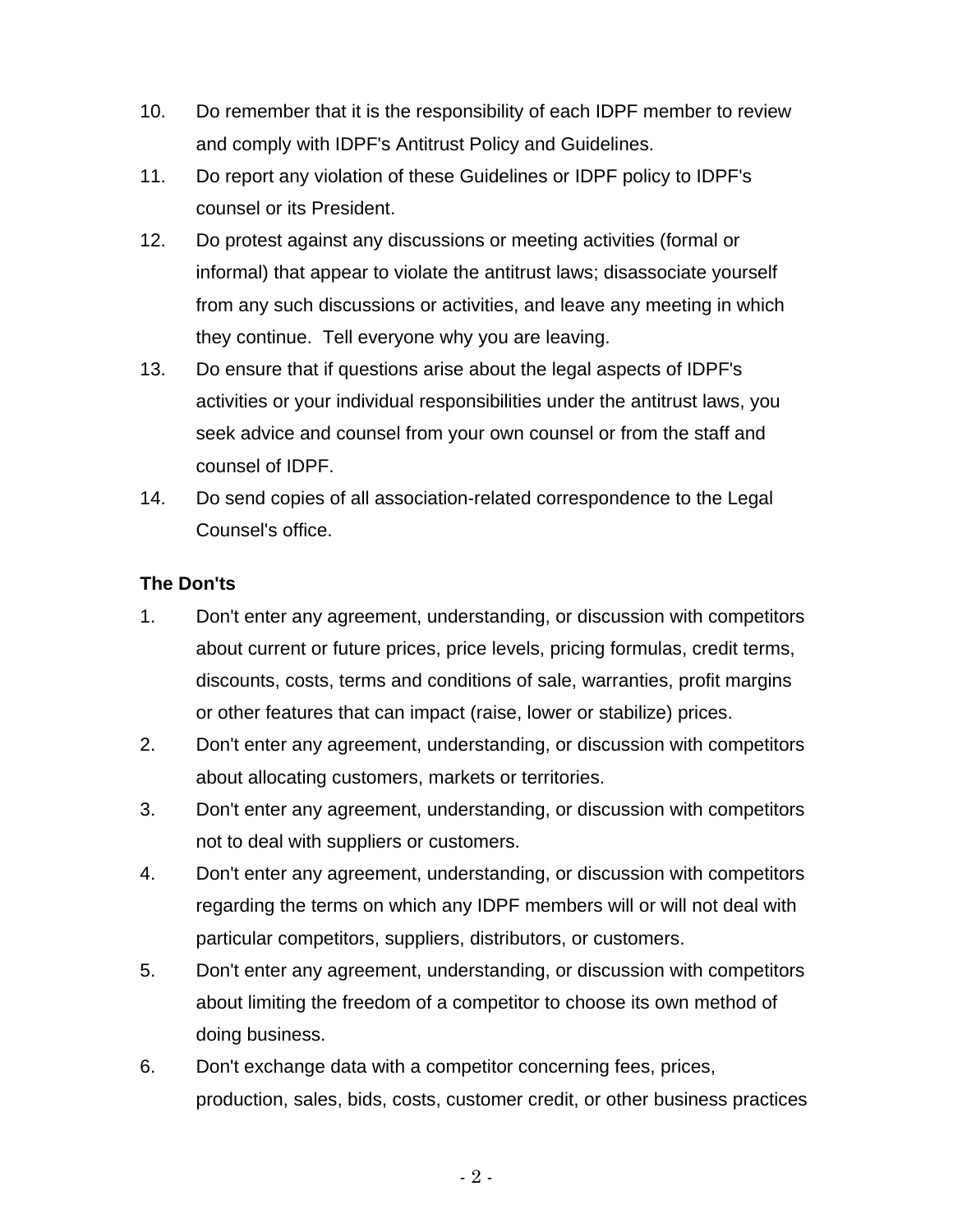10. Do remember that it is the responsibility of each IDPF member to review and comply with IDPF's Antitrust Policy and Guidelines.
11. Do report any violation of these Guidelines or IDPF policy to IDPF's counsel or its President.
12. Do protest against any discussions or meeting activities (formal or informal) that appear to violate the antitrust laws; disassociate yourself from any such discussions or activities, and leave any meeting in which they continue. Tell everyone why you are leaving.
13. Do ensure that if questions arise about the legal aspects of IDPF's activities or your individual responsibilities under the antitrust laws, you seek advice and counsel from your own counsel or from the staff and counsel of IDPF.
14. Do send copies of all association-related correspondence to the Legal Counsel's office.

**The Don'ts**

1. Don't enter any agreement, understanding, or discussion with competitors about current or future prices, price levels, pricing formulas, credit terms, discounts, costs, terms and conditions of sale, warranties, profit margins or other features that can impact (raise, lower or stabilize) prices.
2. Don't enter any agreement, understanding, or discussion with competitors about allocating customers, markets or territories.
3. Don't enter any agreement, understanding, or discussion with competitors not to deal with suppliers or customers.
4. Don't enter any agreement, understanding, or discussion with competitors regarding the terms on which any IDPF members will or will not deal with particular competitors, suppliers, distributors, or customers.
5. Don't enter any agreement, understanding, or discussion with competitors about limiting the freedom of a competitor to choose its own method of doing business.
6. Don't exchange data with a competitor concerning fees, prices, production, sales, bids, costs, customer credit, or other business practices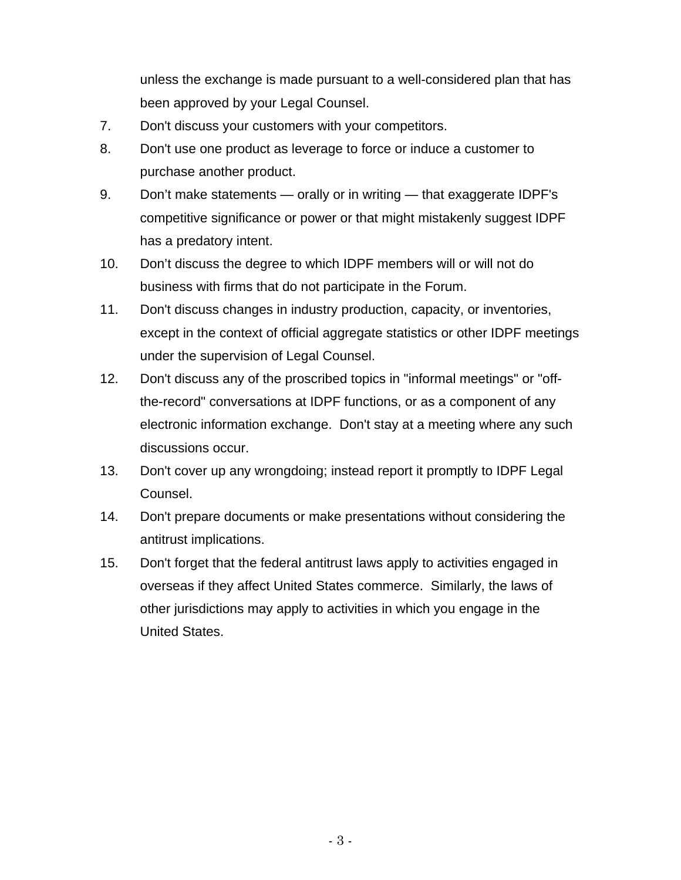unless the exchange is made pursuant to a well-considered plan that has been approved by your Legal Counsel.

7. Don't discuss your customers with your competitors.
8. Don't use one product as leverage to force or induce a customer to purchase another product.
9. Don’t make statements — orally or in writing — that exaggerate IDPF's competitive significance or power or that might mistakenly suggest IDPF has a predatory intent.
10. Don’t discuss the degree to which IDPF members will or will not do business with firms that do not participate in the Forum.
11. Don't discuss changes in industry production, capacity, or inventories, except in the context of official aggregate statistics or other IDPF meetings under the supervision of Legal Counsel.
12. Don't discuss any of the proscribed topics in "informal meetings" or "off-the-record" conversations at IDPF functions, or as a component of any electronic information exchange. Don't stay at a meeting where any such discussions occur.
13. Don't cover up any wrongdoing; instead report it promptly to IDPF Legal Counsel.
14. Don't prepare documents or make presentations without considering the antitrust implications.
15. Don't forget that the federal antitrust laws apply to activities engaged in overseas if they affect United States commerce. Similarly, the laws of other jurisdictions may apply to activities in which you engage in the United States.